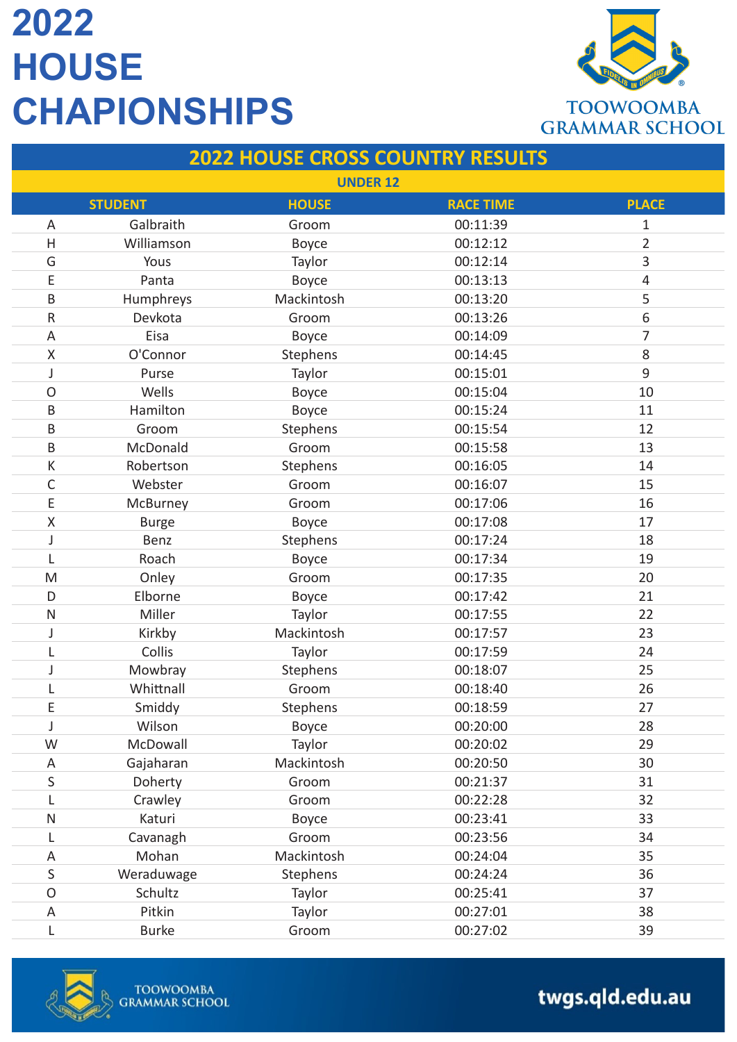# 2022 HOUSE CHAPIONSHIPS

TOOWOOMBA GRAMMAR SCHOOL

## 2022 HOUSE CROSS COUNTRY RESULTS

### UNDER 12

| STUDENT | | HOUSE | RACE TIME | PLACE |
|---|---|---|---|---|
| A | Galbraith | Groom | 00:11:39 | 1 |
| H | Williamson | Boyce | 00:12:12 | 2 |
| G | Yous | Taylor | 00:12:14 | 3 |
| E | Panta | Boyce | 00:13:13 | 4 |
| B | Humphreys | Mackintosh | 00:13:20 | 5 |
| R | Devkota | Groom | 00:13:26 | 6 |
| A | Eisa | Boyce | 00:14:09 | 7 |
| X | O'Connor | Stephens | 00:14:45 | 8 |
| J | Purse | Taylor | 00:15:01 | 9 |
| O | Wells | Boyce | 00:15:04 | 10 |
| B | Hamilton | Boyce | 00:15:24 | 11 |
| B | Groom | Stephens | 00:15:54 | 12 |
| B | McDonald | Groom | 00:15:58 | 13 |
| K | Robertson | Stephens | 00:16:05 | 14 |
| C | Webster | Groom | 00:16:07 | 15 |
| E | McBurney | Groom | 00:17:06 | 16 |
| X | Burge | Boyce | 00:17:08 | 17 |
| J | Benz | Stephens | 00:17:24 | 18 |
| L | Roach | Boyce | 00:17:34 | 19 |
| M | Onley | Groom | 00:17:35 | 20 |
| D | Elborne | Boyce | 00:17:42 | 21 |
| N | Miller | Taylor | 00:17:55 | 22 |
| J | Kirkby | Mackintosh | 00:17:57 | 23 |
| L | Collis | Taylor | 00:17:59 | 24 |
| J | Mowbray | Stephens | 00:18:07 | 25 |
| L | Whittnall | Groom | 00:18:40 | 26 |
| E | Smiddy | Stephens | 00:18:59 | 27 |
| J | Wilson | Boyce | 00:20:00 | 28 |
| W | McDowall | Taylor | 00:20:02 | 29 |
| A | Gajaharan | Mackintosh | 00:20:50 | 30 |
| S | Doherty | Groom | 00:21:37 | 31 |
| L | Crawley | Groom | 00:22:28 | 32 |
| N | Katuri | Boyce | 00:23:41 | 33 |
| L | Cavanagh | Groom | 00:23:56 | 34 |
| A | Mohan | Mackintosh | 00:24:04 | 35 |
| S | Weraduwage | Stephens | 00:24:24 | 36 |
| O | Schultz | Taylor | 00:25:41 | 37 |
| A | Pitkin | Taylor | 00:27:01 | 38 |
| L | Burke | Groom | 00:27:02 | 39 |

TOOWOOMBA GRAMMAR SCHOOL

twgs.qld.edu.au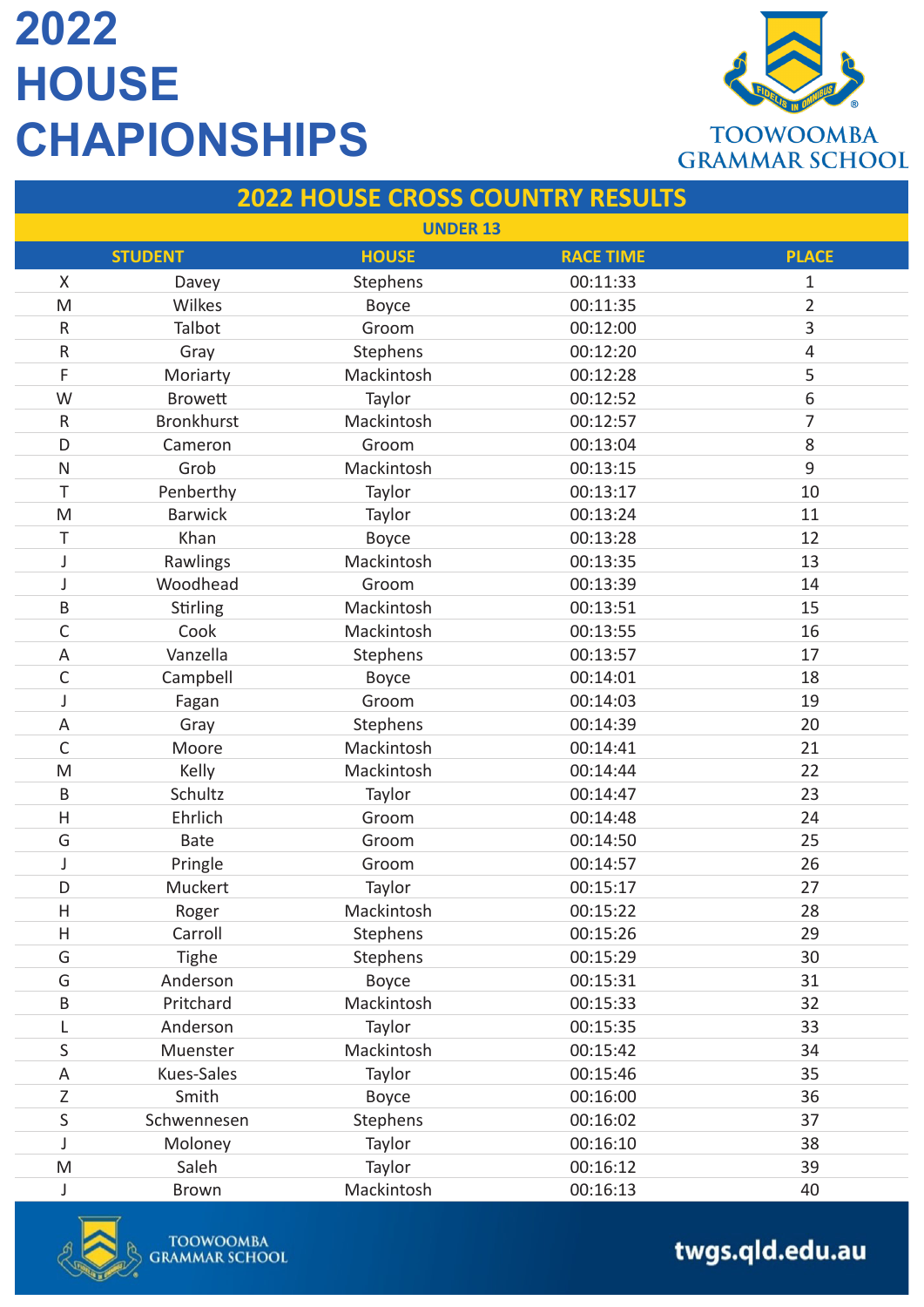# 2022 HOUSE CHAPIONSHIPS

TOOWOOMBA GRAMMAR SCHOOL

## 2022 HOUSE CROSS COUNTRY RESULTS

### UNDER 13

| STUDENT | | HOUSE | RACE TIME | PLACE |
|---|---|---|---|---|
| X | Davey | Stephens | 00:11:33 | 1 |
| M | Wilkes | Boyce | 00:11:35 | 2 |
| R | Talbot | Groom | 00:12:00 | 3 |
| R | Gray | Stephens | 00:12:20 | 4 |
| F | Moriarty | Mackintosh | 00:12:28 | 5 |
| W | Browett | Taylor | 00:12:52 | 6 |
| R | Bronkhurst | Mackintosh | 00:12:57 | 7 |
| D | Cameron | Groom | 00:13:04 | 8 |
| N | Grob | Mackintosh | 00:13:15 | 9 |
| T | Penberthy | Taylor | 00:13:17 | 10 |
| M | Barwick | Taylor | 00:13:24 | 11 |
| T | Khan | Boyce | 00:13:28 | 12 |
| J | Rawlings | Mackintosh | 00:13:35 | 13 |
| J | Woodhead | Groom | 00:13:39 | 14 |
| B | Stirling | Mackintosh | 00:13:51 | 15 |
| C | Cook | Mackintosh | 00:13:55 | 16 |
| A | Vanzella | Stephens | 00:13:57 | 17 |
| C | Campbell | Boyce | 00:14:01 | 18 |
| J | Fagan | Groom | 00:14:03 | 19 |
| A | Gray | Stephens | 00:14:39 | 20 |
| C | Moore | Mackintosh | 00:14:41 | 21 |
| M | Kelly | Mackintosh | 00:14:44 | 22 |
| B | Schultz | Taylor | 00:14:47 | 23 |
| H | Ehrlich | Groom | 00:14:48 | 24 |
| G | Bate | Groom | 00:14:50 | 25 |
| J | Pringle | Groom | 00:14:57 | 26 |
| D | Muckert | Taylor | 00:15:17 | 27 |
| H | Roger | Mackintosh | 00:15:22 | 28 |
| H | Carroll | Stephens | 00:15:26 | 29 |
| G | Tighe | Stephens | 00:15:29 | 30 |
| G | Anderson | Boyce | 00:15:31 | 31 |
| B | Pritchard | Mackintosh | 00:15:33 | 32 |
| L | Anderson | Taylor | 00:15:35 | 33 |
| S | Muenster | Mackintosh | 00:15:42 | 34 |
| A | Kues-Sales | Taylor | 00:15:46 | 35 |
| Z | Smith | Boyce | 00:16:00 | 36 |
| S | Schwennesen | Stephens | 00:16:02 | 37 |
| J | Moloney | Taylor | 00:16:10 | 38 |
| M | Saleh | Taylor | 00:16:12 | 39 |
| J | Brown | Mackintosh | 00:16:13 | 40 |

TOOWOOMBA GRAMMAR SCHOOL

twgs.qld.edu.au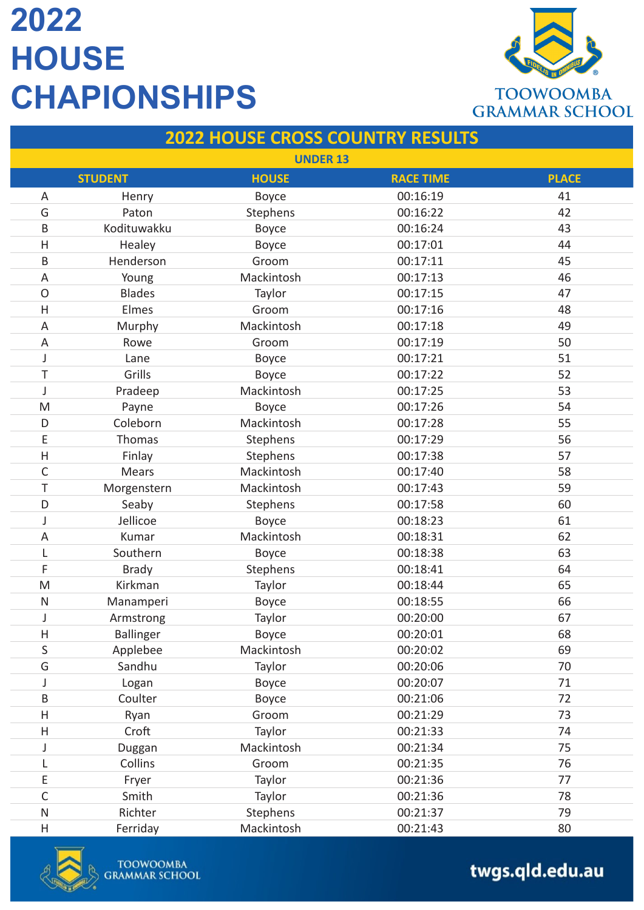# 2022 HOUSE CHAPIONSHIPS

TOOWOOMBA GRAMMAR SCHOOL

## 2022 HOUSE CROSS COUNTRY RESULTS

### UNDER 13

| STUDENT | | HOUSE | RACE TIME | PLACE |
|---|---|---|---|---|
| A | Henry | Boyce | 00:16:19 | 41 |
| G | Paton | Stephens | 00:16:22 | 42 |
| B | Kodituwakku | Boyce | 00:16:24 | 43 |
| H | Healey | Boyce | 00:17:01 | 44 |
| B | Henderson | Groom | 00:17:11 | 45 |
| A | Young | Mackintosh | 00:17:13 | 46 |
| O | Blades | Taylor | 00:17:15 | 47 |
| H | Elmes | Groom | 00:17:16 | 48 |
| A | Murphy | Mackintosh | 00:17:18 | 49 |
| A | Rowe | Groom | 00:17:19 | 50 |
| J | Lane | Boyce | 00:17:21 | 51 |
| T | Grills | Boyce | 00:17:22 | 52 |
| J | Pradeep | Mackintosh | 00:17:25 | 53 |
| M | Payne | Boyce | 00:17:26 | 54 |
| D | Coleborn | Mackintosh | 00:17:28 | 55 |
| E | Thomas | Stephens | 00:17:29 | 56 |
| H | Finlay | Stephens | 00:17:38 | 57 |
| C | Mears | Mackintosh | 00:17:40 | 58 |
| T | Morgenstern | Mackintosh | 00:17:43 | 59 |
| D | Seaby | Stephens | 00:17:58 | 60 |
| J | Jellicoe | Boyce | 00:18:23 | 61 |
| A | Kumar | Mackintosh | 00:18:31 | 62 |
| L | Southern | Boyce | 00:18:38 | 63 |
| F | Brady | Stephens | 00:18:41 | 64 |
| M | Kirkman | Taylor | 00:18:44 | 65 |
| N | Manamperi | Boyce | 00:18:55 | 66 |
| J | Armstrong | Taylor | 00:20:00 | 67 |
| H | Ballinger | Boyce | 00:20:01 | 68 |
| S | Applebee | Mackintosh | 00:20:02 | 69 |
| G | Sandhu | Taylor | 00:20:06 | 70 |
| J | Logan | Boyce | 00:20:07 | 71 |
| B | Coulter | Boyce | 00:21:06 | 72 |
| H | Ryan | Groom | 00:21:29 | 73 |
| H | Croft | Taylor | 00:21:33 | 74 |
| J | Duggan | Mackintosh | 00:21:34 | 75 |
| L | Collins | Groom | 00:21:35 | 76 |
| E | Fryer | Taylor | 00:21:36 | 77 |
| C | Smith | Taylor | 00:21:36 | 78 |
| N | Richter | Stephens | 00:21:37 | 79 |
| H | Ferriday | Mackintosh | 00:21:43 | 80 |

TOOWOOMBA GRAMMAR SCHOOL

twgs.qld.edu.au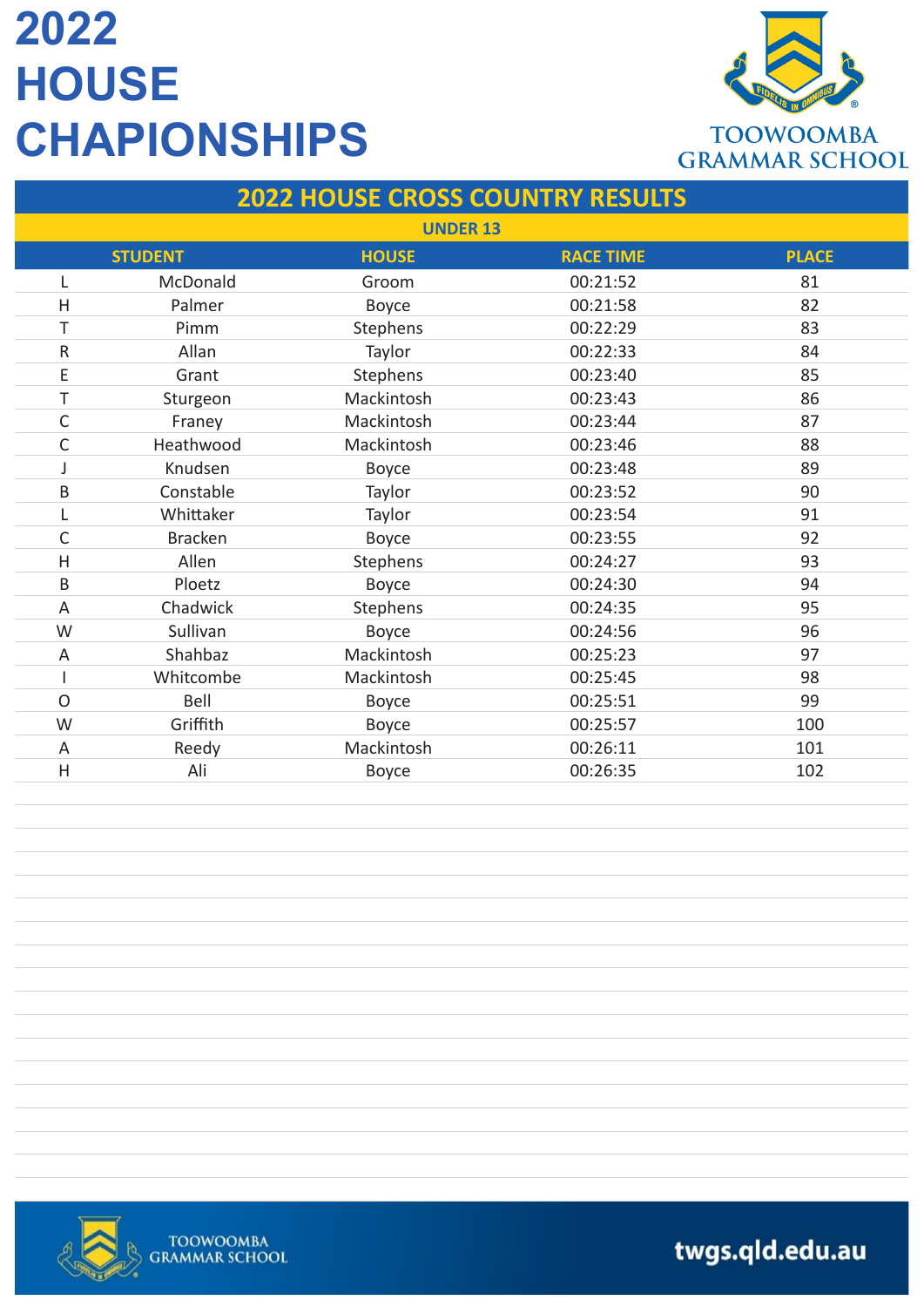# 2022 HOUSE CHAPIONSHIPS

TOOWOOMBA GRAMMAR SCHOOL

## 2022 HOUSE CROSS COUNTRY RESULTS

### UNDER 13

| STUDENT | | HOUSE | RACE TIME | PLACE |
|---|---|---|---|---|
| L | McDonald | Groom | 00:21:52 | 81 |
| H | Palmer | Boyce | 00:21:58 | 82 |
| T | Pimm | Stephens | 00:22:29 | 83 |
| R | Allan | Taylor | 00:22:33 | 84 |
| E | Grant | Stephens | 00:23:40 | 85 |
| T | Sturgeon | Mackintosh | 00:23:43 | 86 |
| C | Franey | Mackintosh | 00:23:44 | 87 |
| C | Heathwood | Mackintosh | 00:23:46 | 88 |
| J | Knudsen | Boyce | 00:23:48 | 89 |
| B | Constable | Taylor | 00:23:52 | 90 |
| L | Whittaker | Taylor | 00:23:54 | 91 |
| C | Bracken | Boyce | 00:23:55 | 92 |
| H | Allen | Stephens | 00:24:27 | 93 |
| B | Ploetz | Boyce | 00:24:30 | 94 |
| A | Chadwick | Stephens | 00:24:35 | 95 |
| W | Sullivan | Boyce | 00:24:56 | 96 |
| A | Shahbaz | Mackintosh | 00:25:23 | 97 |
| I | Whitcombe | Mackintosh | 00:25:45 | 98 |
| O | Bell | Boyce | 00:25:51 | 99 |
| W | Griffith | Boyce | 00:25:57 | 100 |
| A | Reedy | Mackintosh | 00:26:11 | 101 |
| H | Ali | Boyce | 00:26:35 | 102 |

TOOWOOMBA GRAMMAR SCHOOL

twgs.qld.edu.au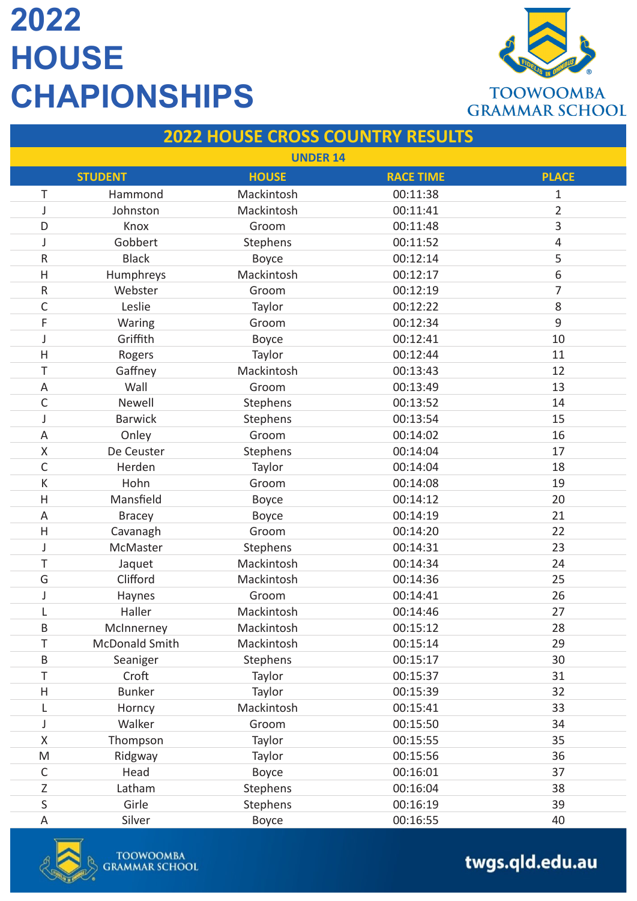# 2022 HOUSE CHAPIONSHIPS

TOOWOOMBA GRAMMAR SCHOOL

## 2022 HOUSE CROSS COUNTRY RESULTS

### UNDER 14

| STUDENT | | HOUSE | RACE TIME | PLACE |
|---|---|---|---|---|
| T | Hammond | Mackintosh | 00:11:38 | 1 |
| J | Johnston | Mackintosh | 00:11:41 | 2 |
| D | Knox | Groom | 00:11:48 | 3 |
| J | Gobbert | Stephens | 00:11:52 | 4 |
| R | Black | Boyce | 00:12:14 | 5 |
| H | Humphreys | Mackintosh | 00:12:17 | 6 |
| R | Webster | Groom | 00:12:19 | 7 |
| C | Leslie | Taylor | 00:12:22 | 8 |
| F | Waring | Groom | 00:12:34 | 9 |
| J | Griffith | Boyce | 00:12:41 | 10 |
| H | Rogers | Taylor | 00:12:44 | 11 |
| T | Gaffney | Mackintosh | 00:13:43 | 12 |
| A | Wall | Groom | 00:13:49 | 13 |
| C | Newell | Stephens | 00:13:52 | 14 |
| J | Barwick | Stephens | 00:13:54 | 15 |
| A | Onley | Groom | 00:14:02 | 16 |
| X | De Ceuster | Stephens | 00:14:04 | 17 |
| C | Herden | Taylor | 00:14:04 | 18 |
| K | Hohn | Groom | 00:14:08 | 19 |
| H | Mansfield | Boyce | 00:14:12 | 20 |
| A | Bracey | Boyce | 00:14:19 | 21 |
| H | Cavanagh | Groom | 00:14:20 | 22 |
| J | McMaster | Stephens | 00:14:31 | 23 |
| T | Jaquet | Mackintosh | 00:14:34 | 24 |
| G | Clifford | Mackintosh | 00:14:36 | 25 |
| J | Haynes | Groom | 00:14:41 | 26 |
| L | Haller | Mackintosh | 00:14:46 | 27 |
| B | McInnerney | Mackintosh | 00:15:12 | 28 |
| T | McDonald Smith | Mackintosh | 00:15:14 | 29 |
| B | Seaniger | Stephens | 00:15:17 | 30 |
| T | Croft | Taylor | 00:15:37 | 31 |
| H | Bunker | Taylor | 00:15:39 | 32 |
| L | Horncy | Mackintosh | 00:15:41 | 33 |
| J | Walker | Groom | 00:15:50 | 34 |
| X | Thompson | Taylor | 00:15:55 | 35 |
| M | Ridgway | Taylor | 00:15:56 | 36 |
| C | Head | Boyce | 00:16:01 | 37 |
| Z | Latham | Stephens | 00:16:04 | 38 |
| S | Girle | Stephens | 00:16:19 | 39 |
| A | Silver | Boyce | 00:16:55 | 40 |

TOOWOOMBA GRAMMAR SCHOOL

twgs.qld.edu.au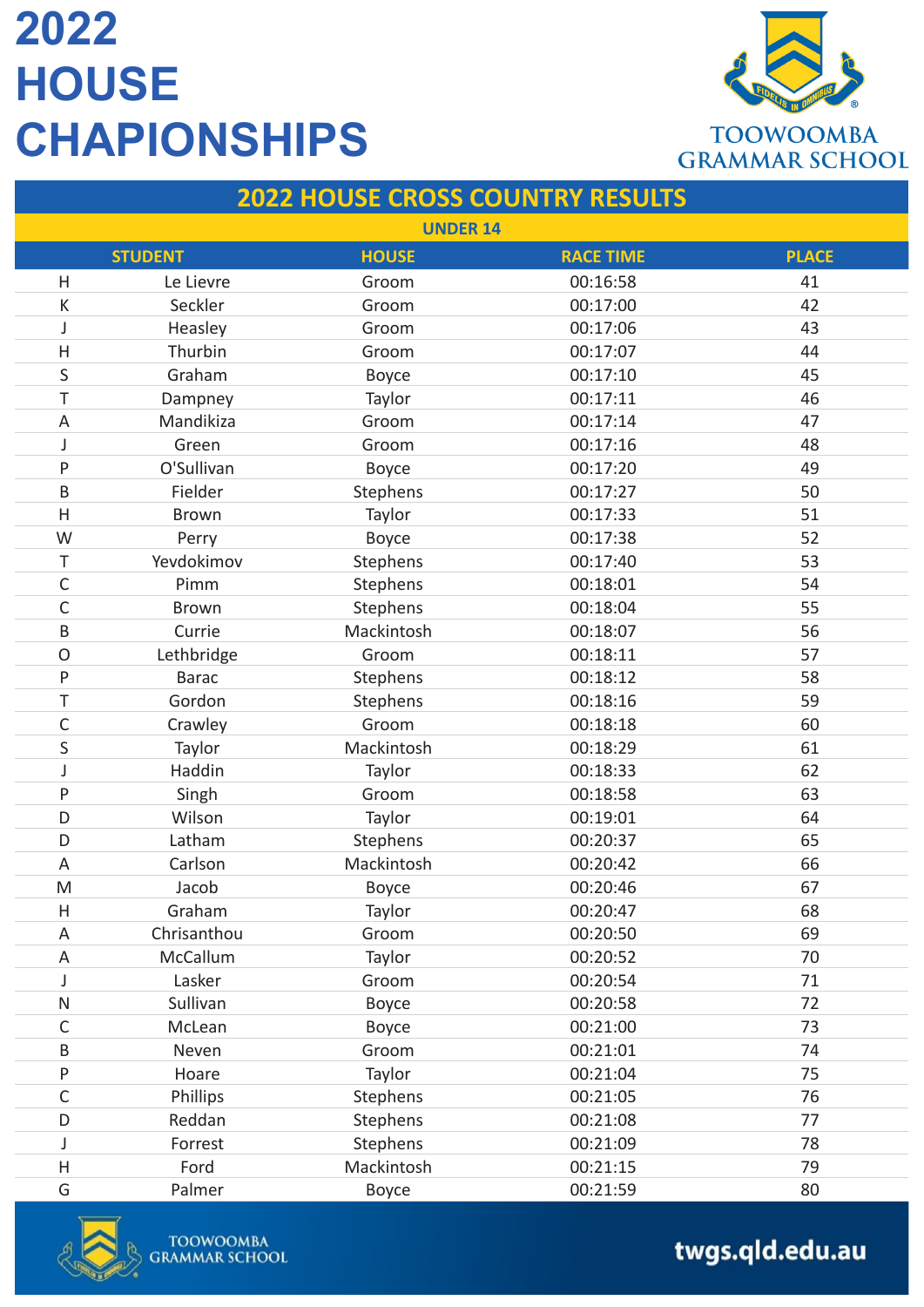# 2022 HOUSE CHAPIONSHIPS

TOOWOOMBA GRAMMAR SCHOOL

## 2022 HOUSE CROSS COUNTRY RESULTS

### UNDER 14

| STUDENT | | HOUSE | RACE TIME | PLACE |
|---|---|---|---|---|
| H | Le Lievre | Groom | 00:16:58 | 41 |
| K | Seckler | Groom | 00:17:00 | 42 |
| J | Heasley | Groom | 00:17:06 | 43 |
| H | Thurbin | Groom | 00:17:07 | 44 |
| S | Graham | Boyce | 00:17:10 | 45 |
| T | Dampney | Taylor | 00:17:11 | 46 |
| A | Mandikiza | Groom | 00:17:14 | 47 |
| J | Green | Groom | 00:17:16 | 48 |
| P | O'Sullivan | Boyce | 00:17:20 | 49 |
| B | Fielder | Stephens | 00:17:27 | 50 |
| H | Brown | Taylor | 00:17:33 | 51 |
| W | Perry | Boyce | 00:17:38 | 52 |
| T | Yevdokimov | Stephens | 00:17:40 | 53 |
| C | Pimm | Stephens | 00:18:01 | 54 |
| C | Brown | Stephens | 00:18:04 | 55 |
| B | Currie | Mackintosh | 00:18:07 | 56 |
| O | Lethbridge | Groom | 00:18:11 | 57 |
| P | Barac | Stephens | 00:18:12 | 58 |
| T | Gordon | Stephens | 00:18:16 | 59 |
| C | Crawley | Groom | 00:18:18 | 60 |
| S | Taylor | Mackintosh | 00:18:29 | 61 |
| J | Haddin | Taylor | 00:18:33 | 62 |
| P | Singh | Groom | 00:18:58 | 63 |
| D | Wilson | Taylor | 00:19:01 | 64 |
| D | Latham | Stephens | 00:20:37 | 65 |
| A | Carlson | Mackintosh | 00:20:42 | 66 |
| M | Jacob | Boyce | 00:20:46 | 67 |
| H | Graham | Taylor | 00:20:47 | 68 |
| A | Chrisanthou | Groom | 00:20:50 | 69 |
| A | McCallum | Taylor | 00:20:52 | 70 |
| J | Lasker | Groom | 00:20:54 | 71 |
| N | Sullivan | Boyce | 00:20:58 | 72 |
| C | McLean | Boyce | 00:21:00 | 73 |
| B | Neven | Groom | 00:21:01 | 74 |
| P | Hoare | Taylor | 00:21:04 | 75 |
| C | Phillips | Stephens | 00:21:05 | 76 |
| D | Reddan | Stephens | 00:21:08 | 77 |
| J | Forrest | Stephens | 00:21:09 | 78 |
| H | Ford | Mackintosh | 00:21:15 | 79 |
| G | Palmer | Boyce | 00:21:59 | 80 |

TOOWOOMBA GRAMMAR SCHOOL

twgs.qld.edu.au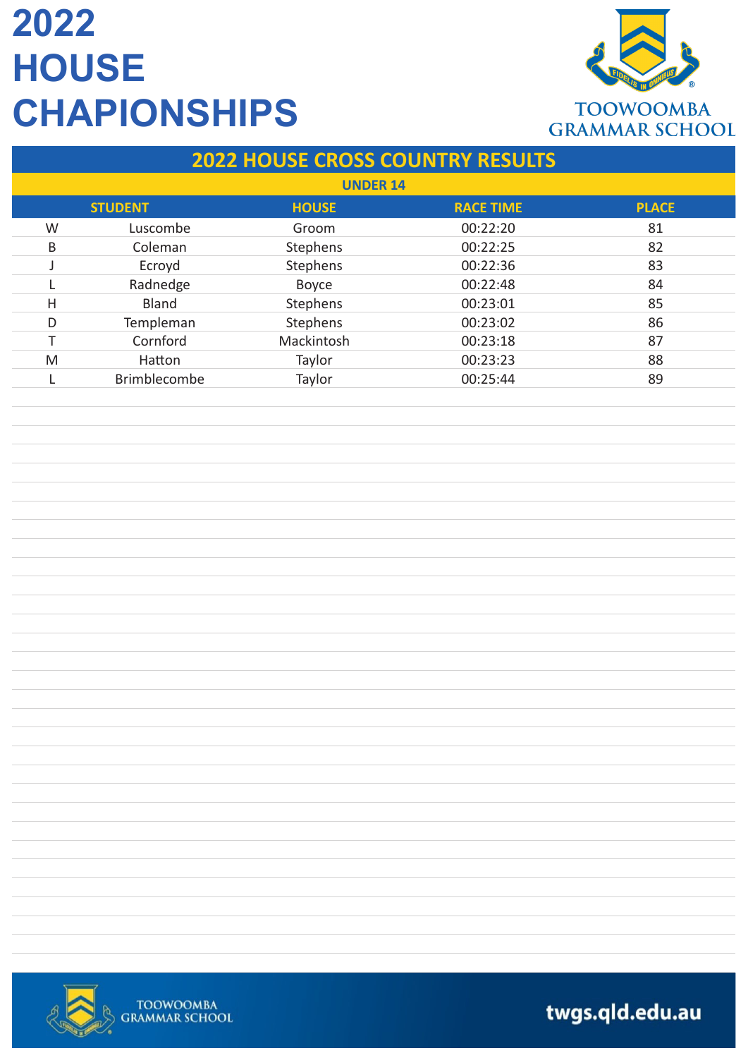# 2022 HOUSE CHAPIONSHIPS

TOOWOOMBA GRAMMAR SCHOOL

## 2022 HOUSE CROSS COUNTRY RESULTS

### UNDER 14

| STUDENT | | HOUSE | RACE TIME | PLACE |
|---|---|---|---|---|
| W | Luscombe | Groom | 00:22:20 | 81 |
| B | Coleman | Stephens | 00:22:25 | 82 |
| J | Ecroyd | Stephens | 00:22:36 | 83 |
| L | Radnedge | Boyce | 00:22:48 | 84 |
| H | Bland | Stephens | 00:23:01 | 85 |
| D | Templeman | Stephens | 00:23:02 | 86 |
| T | Cornford | Mackintosh | 00:23:18 | 87 |
| M | Hatton | Taylor | 00:23:23 | 88 |
| L | Brimblecombe | Taylor | 00:25:44 | 89 |

TOOWOOMBA GRAMMAR SCHOOL

twgs.qld.edu.au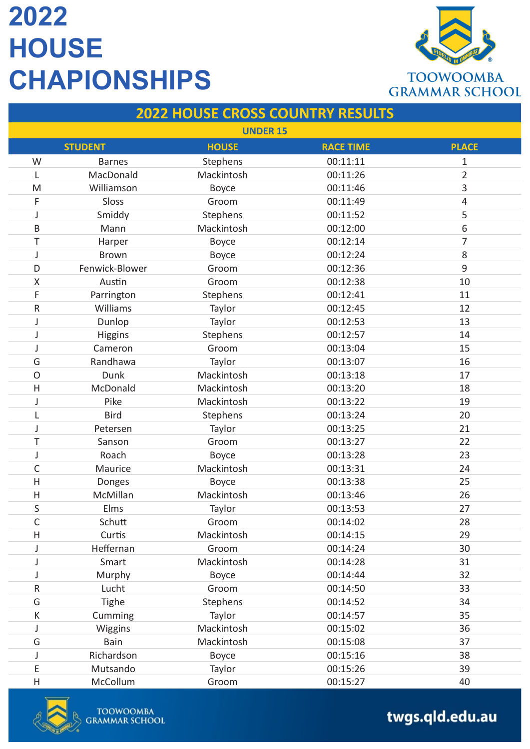# 2022 HOUSE CHAPIONSHIPS

TOOWOOMBA GRAMMAR SCHOOL

## 2022 HOUSE CROSS COUNTRY RESULTS

### UNDER 15

| STUDENT | | HOUSE | RACE TIME | PLACE |
|---|---|---|---|---|
| W | Barnes | Stephens | 00:11:11 | 1 |
| L | MacDonald | Mackintosh | 00:11:26 | 2 |
| M | Williamson | Boyce | 00:11:46 | 3 |
| F | Sloss | Groom | 00:11:49 | 4 |
| J | Smiddy | Stephens | 00:11:52 | 5 |
| B | Mann | Mackintosh | 00:12:00 | 6 |
| T | Harper | Boyce | 00:12:14 | 7 |
| J | Brown | Boyce | 00:12:24 | 8 |
| D | Fenwick-Blower | Groom | 00:12:36 | 9 |
| X | Austin | Groom | 00:12:38 | 10 |
| F | Parrington | Stephens | 00:12:41 | 11 |
| R | Williams | Taylor | 00:12:45 | 12 |
| J | Dunlop | Taylor | 00:12:53 | 13 |
| J | Higgins | Stephens | 00:12:57 | 14 |
| J | Cameron | Groom | 00:13:04 | 15 |
| G | Randhawa | Taylor | 00:13:07 | 16 |
| O | Dunk | Mackintosh | 00:13:18 | 17 |
| H | McDonald | Mackintosh | 00:13:20 | 18 |
| J | Pike | Mackintosh | 00:13:22 | 19 |
| L | Bird | Stephens | 00:13:24 | 20 |
| J | Petersen | Taylor | 00:13:25 | 21 |
| T | Sanson | Groom | 00:13:27 | 22 |
| J | Roach | Boyce | 00:13:28 | 23 |
| C | Maurice | Mackintosh | 00:13:31 | 24 |
| H | Donges | Boyce | 00:13:38 | 25 |
| H | McMillan | Mackintosh | 00:13:46 | 26 |
| S | Elms | Taylor | 00:13:53 | 27 |
| C | Schutt | Groom | 00:14:02 | 28 |
| H | Curtis | Mackintosh | 00:14:15 | 29 |
| J | Heffernan | Groom | 00:14:24 | 30 |
| J | Smart | Mackintosh | 00:14:28 | 31 |
| J | Murphy | Boyce | 00:14:44 | 32 |
| R | Lucht | Groom | 00:14:50 | 33 |
| G | Tighe | Stephens | 00:14:52 | 34 |
| K | Cumming | Taylor | 00:14:57 | 35 |
| J | Wiggins | Mackintosh | 00:15:02 | 36 |
| G | Bain | Mackintosh | 00:15:08 | 37 |
| J | Richardson | Boyce | 00:15:16 | 38 |
| E | Mutsando | Taylor | 00:15:26 | 39 |
| H | McCollum | Groom | 00:15:27 | 40 |

TOOWOOMBA GRAMMAR SCHOOL

twgs.qld.edu.au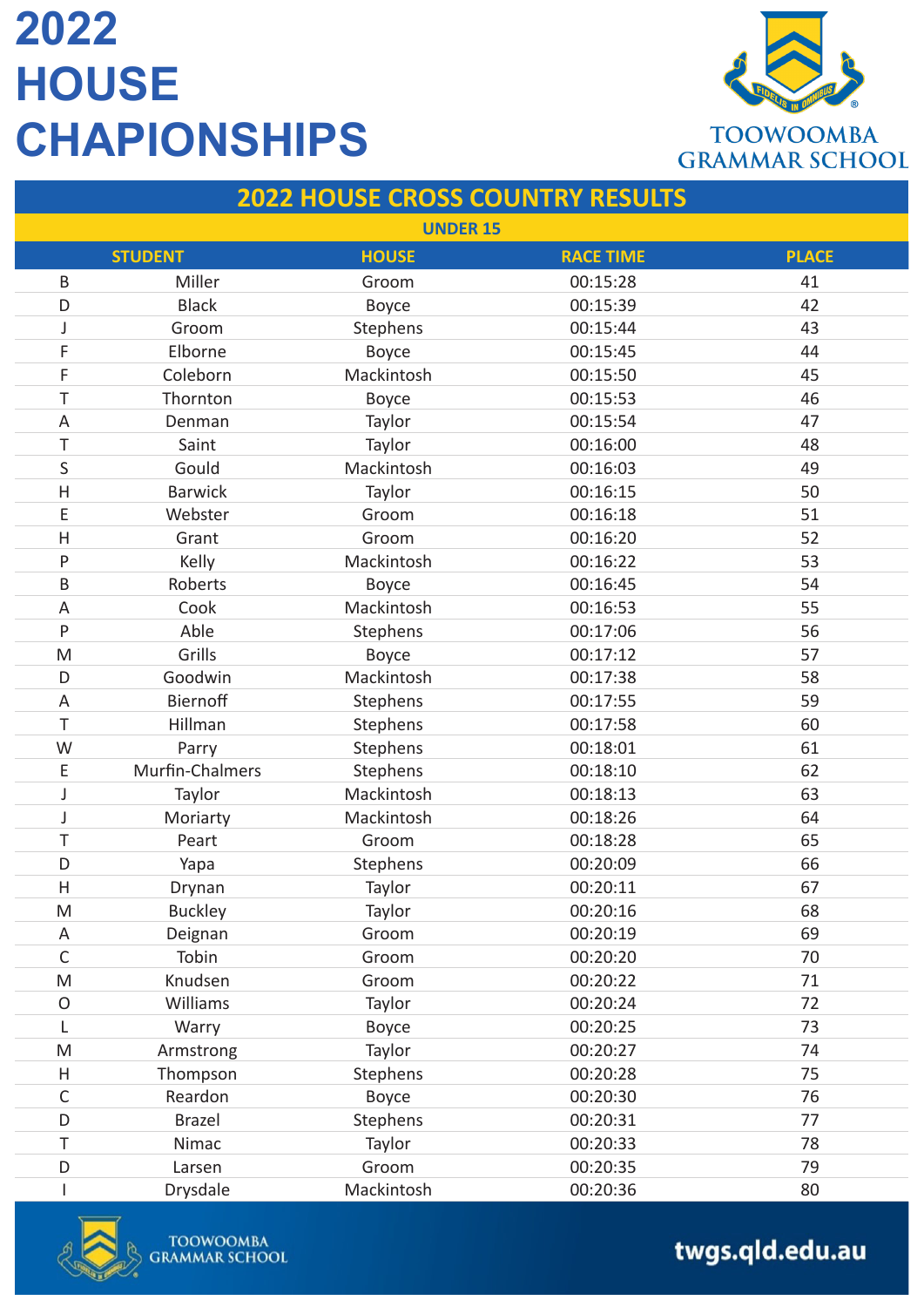# 2022 HOUSE CHAPIONSHIPS

TOOWOOMBA GRAMMAR SCHOOL

## 2022 HOUSE CROSS COUNTRY RESULTS

### UNDER 15

| STUDENT | | HOUSE | RACE TIME | PLACE |
|---|---|---|---|---|
| B | Miller | Groom | 00:15:28 | 41 |
| D | Black | Boyce | 00:15:39 | 42 |
| J | Groom | Stephens | 00:15:44 | 43 |
| F | Elborne | Boyce | 00:15:45 | 44 |
| F | Coleborn | Mackintosh | 00:15:50 | 45 |
| T | Thornton | Boyce | 00:15:53 | 46 |
| A | Denman | Taylor | 00:15:54 | 47 |
| T | Saint | Taylor | 00:16:00 | 48 |
| S | Gould | Mackintosh | 00:16:03 | 49 |
| H | Barwick | Taylor | 00:16:15 | 50 |
| E | Webster | Groom | 00:16:18 | 51 |
| H | Grant | Groom | 00:16:20 | 52 |
| P | Kelly | Mackintosh | 00:16:22 | 53 |
| B | Roberts | Boyce | 00:16:45 | 54 |
| A | Cook | Mackintosh | 00:16:53 | 55 |
| P | Able | Stephens | 00:17:06 | 56 |
| M | Grills | Boyce | 00:17:12 | 57 |
| D | Goodwin | Mackintosh | 00:17:38 | 58 |
| A | Biernoff | Stephens | 00:17:55 | 59 |
| T | Hillman | Stephens | 00:17:58 | 60 |
| W | Parry | Stephens | 00:18:01 | 61 |
| E | Murfin-Chalmers | Stephens | 00:18:10 | 62 |
| J | Taylor | Mackintosh | 00:18:13 | 63 |
| J | Moriarty | Mackintosh | 00:18:26 | 64 |
| T | Peart | Groom | 00:18:28 | 65 |
| D | Yapa | Stephens | 00:20:09 | 66 |
| H | Drynan | Taylor | 00:20:11 | 67 |
| M | Buckley | Taylor | 00:20:16 | 68 |
| A | Deignan | Groom | 00:20:19 | 69 |
| C | Tobin | Groom | 00:20:20 | 70 |
| M | Knudsen | Groom | 00:20:22 | 71 |
| O | Williams | Taylor | 00:20:24 | 72 |
| L | Warry | Boyce | 00:20:25 | 73 |
| M | Armstrong | Taylor | 00:20:27 | 74 |
| H | Thompson | Stephens | 00:20:28 | 75 |
| C | Reardon | Boyce | 00:20:30 | 76 |
| D | Brazel | Stephens | 00:20:31 | 77 |
| T | Nimac | Taylor | 00:20:33 | 78 |
| D | Larsen | Groom | 00:20:35 | 79 |
| I | Drysdale | Mackintosh | 00:20:36 | 80 |

TOOWOOMBA GRAMMAR SCHOOL

twgs.qld.edu.au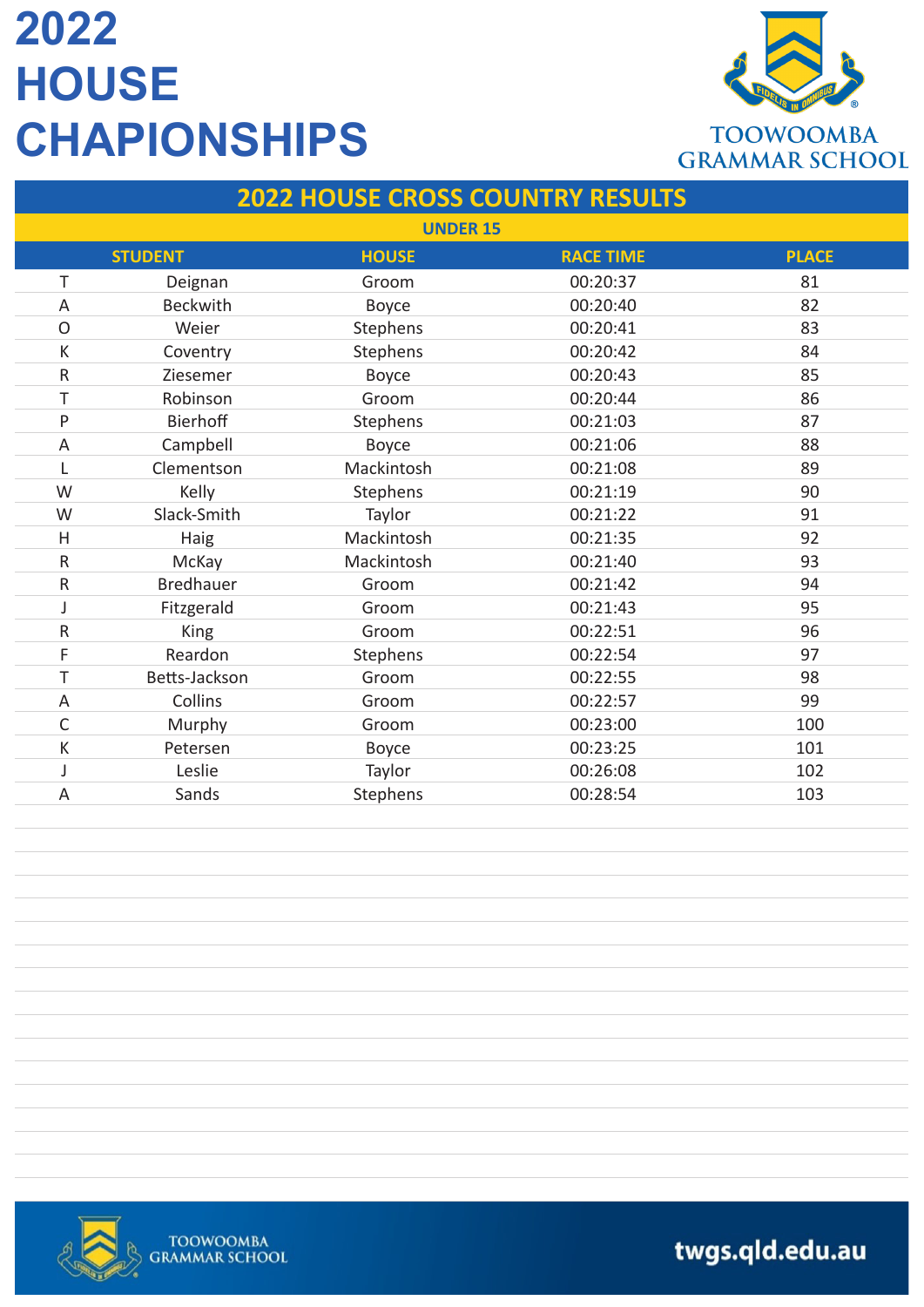# 2022 HOUSE CHAPIONSHIPS

TOOWOOMBA GRAMMAR SCHOOL

## 2022 HOUSE CROSS COUNTRY RESULTS

### UNDER 15

| STUDENT | | HOUSE | RACE TIME | PLACE |
|---|---|---|---|---|
| T | Deignan | Groom | 00:20:37 | 81 |
| A | Beckwith | Boyce | 00:20:40 | 82 |
| O | Weier | Stephens | 00:20:41 | 83 |
| K | Coventry | Stephens | 00:20:42 | 84 |
| R | Ziesemer | Boyce | 00:20:43 | 85 |
| T | Robinson | Groom | 00:20:44 | 86 |
| P | Bierhoff | Stephens | 00:21:03 | 87 |
| A | Campbell | Boyce | 00:21:06 | 88 |
| L | Clementson | Mackintosh | 00:21:08 | 89 |
| W | Kelly | Stephens | 00:21:19 | 90 |
| W | Slack-Smith | Taylor | 00:21:22 | 91 |
| H | Haig | Mackintosh | 00:21:35 | 92 |
| R | McKay | Mackintosh | 00:21:40 | 93 |
| R | Bredhauer | Groom | 00:21:42 | 94 |
| J | Fitzgerald | Groom | 00:21:43 | 95 |
| R | King | Groom | 00:22:51 | 96 |
| F | Reardon | Stephens | 00:22:54 | 97 |
| T | Betts-Jackson | Groom | 00:22:55 | 98 |
| A | Collins | Groom | 00:22:57 | 99 |
| C | Murphy | Groom | 00:23:00 | 100 |
| K | Petersen | Boyce | 00:23:25 | 101 |
| J | Leslie | Taylor | 00:26:08 | 102 |
| A | Sands | Stephens | 00:28:54 | 103 |

TOOWOOMBA GRAMMAR SCHOOL

twgs.qld.edu.au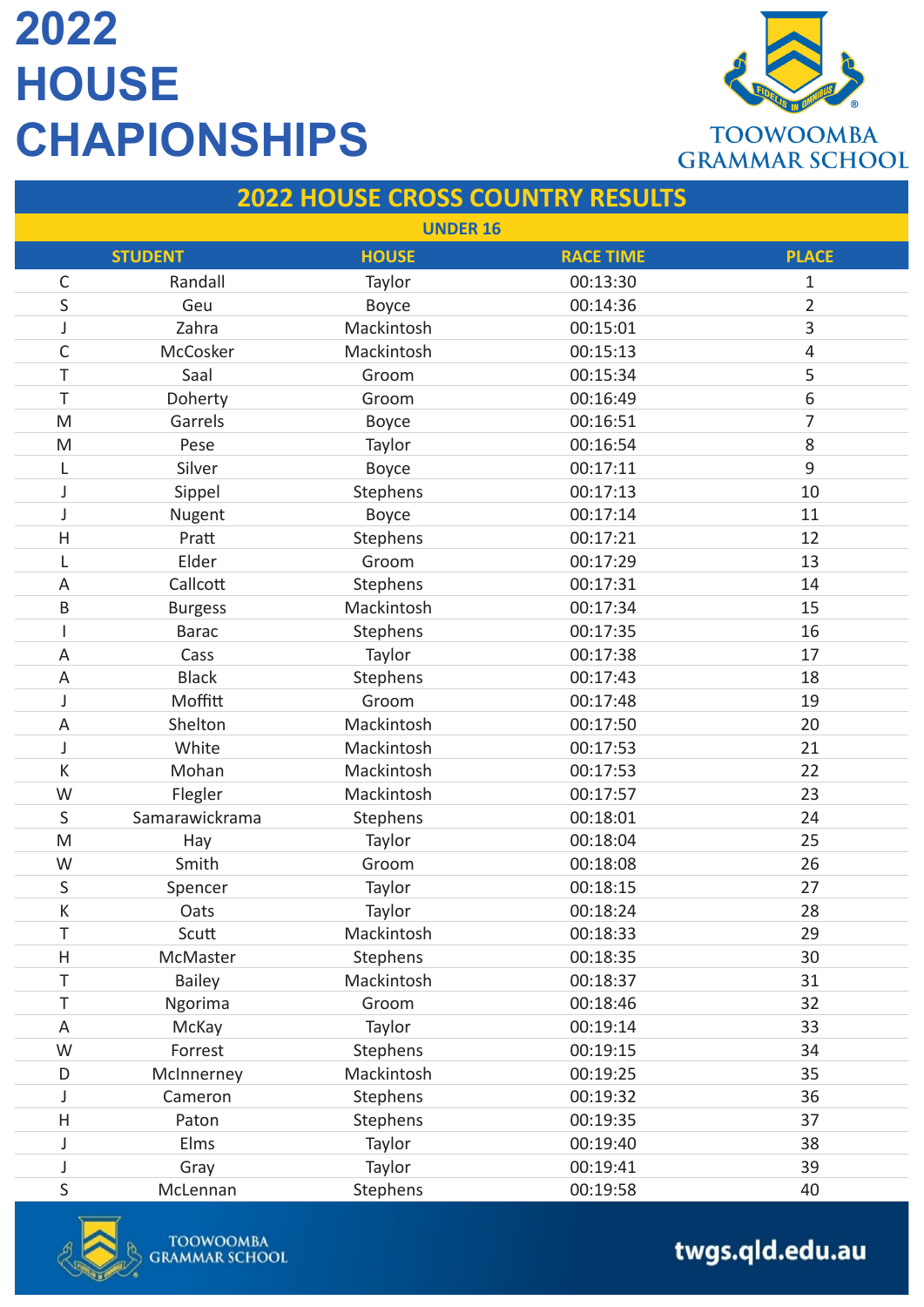# 2022 HOUSE CHAPIONSHIPS

TOOWOOMBA GRAMMAR SCHOOL

## 2022 HOUSE CROSS COUNTRY RESULTS

### UNDER 16

| STUDENT | | HOUSE | RACE TIME | PLACE |
|---|---|---|---|---|
| C | Randall | Taylor | 00:13:30 | 1 |
| S | Geu | Boyce | 00:14:36 | 2 |
| J | Zahra | Mackintosh | 00:15:01 | 3 |
| C | McCosker | Mackintosh | 00:15:13 | 4 |
| T | Saal | Groom | 00:15:34 | 5 |
| T | Doherty | Groom | 00:16:49 | 6 |
| M | Garrels | Boyce | 00:16:51 | 7 |
| M | Pese | Taylor | 00:16:54 | 8 |
| L | Silver | Boyce | 00:17:11 | 9 |
| J | Sippel | Stephens | 00:17:13 | 10 |
| J | Nugent | Boyce | 00:17:14 | 11 |
| H | Pratt | Stephens | 00:17:21 | 12 |
| L | Elder | Groom | 00:17:29 | 13 |
| A | Callcott | Stephens | 00:17:31 | 14 |
| B | Burgess | Mackintosh | 00:17:34 | 15 |
| I | Barac | Stephens | 00:17:35 | 16 |
| A | Cass | Taylor | 00:17:38 | 17 |
| A | Black | Stephens | 00:17:43 | 18 |
| J | Moffitt | Groom | 00:17:48 | 19 |
| A | Shelton | Mackintosh | 00:17:50 | 20 |
| J | White | Mackintosh | 00:17:53 | 21 |
| K | Mohan | Mackintosh | 00:17:53 | 22 |
| W | Flegler | Mackintosh | 00:17:57 | 23 |
| S | Samarawickrama | Stephens | 00:18:01 | 24 |
| M | Hay | Taylor | 00:18:04 | 25 |
| W | Smith | Groom | 00:18:08 | 26 |
| S | Spencer | Taylor | 00:18:15 | 27 |
| K | Oats | Taylor | 00:18:24 | 28 |
| T | Scutt | Mackintosh | 00:18:33 | 29 |
| H | McMaster | Stephens | 00:18:35 | 30 |
| T | Bailey | Mackintosh | 00:18:37 | 31 |
| T | Ngorima | Groom | 00:18:46 | 32 |
| A | McKay | Taylor | 00:19:14 | 33 |
| W | Forrest | Stephens | 00:19:15 | 34 |
| D | McInnerney | Mackintosh | 00:19:25 | 35 |
| J | Cameron | Stephens | 00:19:32 | 36 |
| H | Paton | Stephens | 00:19:35 | 37 |
| J | Elms | Taylor | 00:19:40 | 38 |
| J | Gray | Taylor | 00:19:41 | 39 |
| S | McLennan | Stephens | 00:19:58 | 40 |

TOOWOOMBA GRAMMAR SCHOOL

twgs.qld.edu.au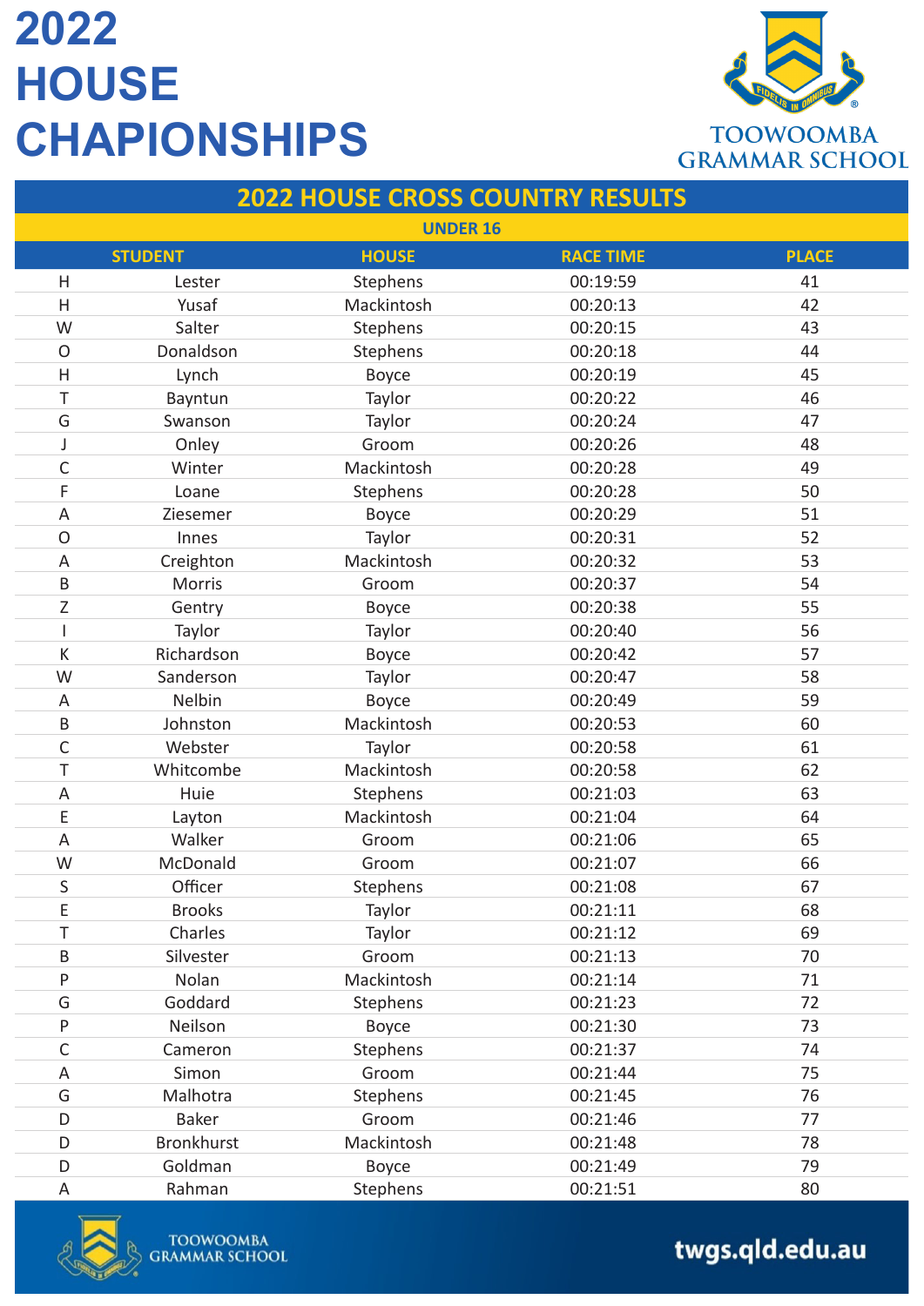# 2022 HOUSE CHAPIONSHIPS

TOOWOOMBA GRAMMAR SCHOOL

## 2022 HOUSE CROSS COUNTRY RESULTS

### UNDER 16

| STUDENT | | HOUSE | RACE TIME | PLACE |
|---|---|---|---|---|
| H | Lester | Stephens | 00:19:59 | 41 |
| H | Yusaf | Mackintosh | 00:20:13 | 42 |
| W | Salter | Stephens | 00:20:15 | 43 |
| O | Donaldson | Stephens | 00:20:18 | 44 |
| H | Lynch | Boyce | 00:20:19 | 45 |
| T | Bayntun | Taylor | 00:20:22 | 46 |
| G | Swanson | Taylor | 00:20:24 | 47 |
| J | Onley | Groom | 00:20:26 | 48 |
| C | Winter | Mackintosh | 00:20:28 | 49 |
| F | Loane | Stephens | 00:20:28 | 50 |
| A | Ziesemer | Boyce | 00:20:29 | 51 |
| O | Innes | Taylor | 00:20:31 | 52 |
| A | Creighton | Mackintosh | 00:20:32 | 53 |
| B | Morris | Groom | 00:20:37 | 54 |
| Z | Gentry | Boyce | 00:20:38 | 55 |
| I | Taylor | Taylor | 00:20:40 | 56 |
| K | Richardson | Boyce | 00:20:42 | 57 |
| W | Sanderson | Taylor | 00:20:47 | 58 |
| A | Nelbin | Boyce | 00:20:49 | 59 |
| B | Johnston | Mackintosh | 00:20:53 | 60 |
| C | Webster | Taylor | 00:20:58 | 61 |
| T | Whitcombe | Mackintosh | 00:20:58 | 62 |
| A | Huie | Stephens | 00:21:03 | 63 |
| E | Layton | Mackintosh | 00:21:04 | 64 |
| A | Walker | Groom | 00:21:06 | 65 |
| W | McDonald | Groom | 00:21:07 | 66 |
| S | Officer | Stephens | 00:21:08 | 67 |
| E | Brooks | Taylor | 00:21:11 | 68 |
| T | Charles | Taylor | 00:21:12 | 69 |
| B | Silvester | Groom | 00:21:13 | 70 |
| P | Nolan | Mackintosh | 00:21:14 | 71 |
| G | Goddard | Stephens | 00:21:23 | 72 |
| P | Neilson | Boyce | 00:21:30 | 73 |
| C | Cameron | Stephens | 00:21:37 | 74 |
| A | Simon | Groom | 00:21:44 | 75 |
| G | Malhotra | Stephens | 00:21:45 | 76 |
| D | Baker | Groom | 00:21:46 | 77 |
| D | Bronkhurst | Mackintosh | 00:21:48 | 78 |
| D | Goldman | Boyce | 00:21:49 | 79 |
| A | Rahman | Stephens | 00:21:51 | 80 |

TOOWOOMBA GRAMMAR SCHOOL

twgs.qld.edu.au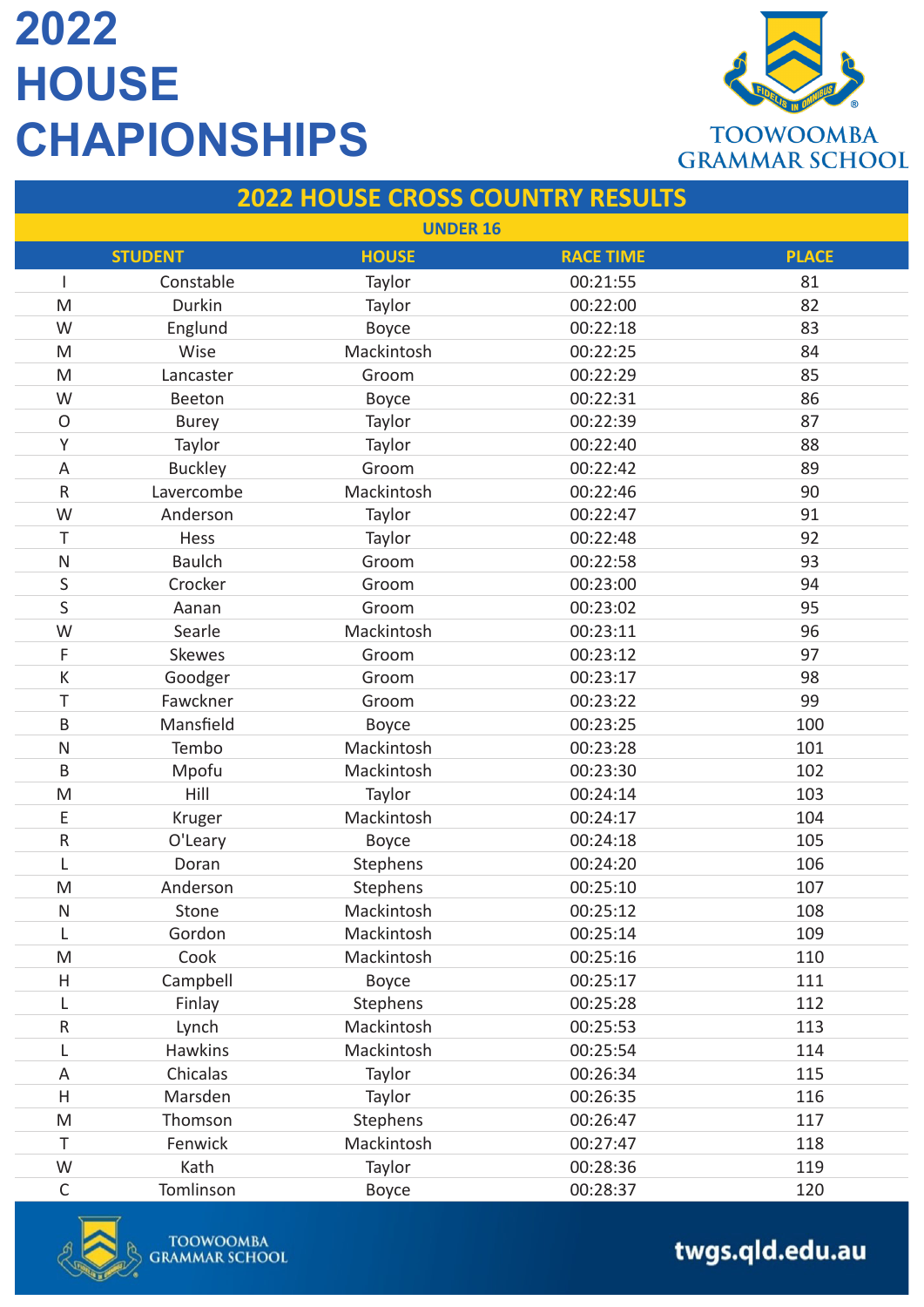# 2022 HOUSE CHAPIONSHIPS

TOOWOOMBA GRAMMAR SCHOOL

## 2022 HOUSE CROSS COUNTRY RESULTS

### UNDER 16

| STUDENT | | HOUSE | RACE TIME | PLACE |
|---|---|---|---|---|
| I | Constable | Taylor | 00:21:55 | 81 |
| M | Durkin | Taylor | 00:22:00 | 82 |
| W | Englund | Boyce | 00:22:18 | 83 |
| M | Wise | Mackintosh | 00:22:25 | 84 |
| M | Lancaster | Groom | 00:22:29 | 85 |
| W | Beeton | Boyce | 00:22:31 | 86 |
| O | Burey | Taylor | 00:22:39 | 87 |
| Y | Taylor | Taylor | 00:22:40 | 88 |
| A | Buckley | Groom | 00:22:42 | 89 |
| R | Lavercombe | Mackintosh | 00:22:46 | 90 |
| W | Anderson | Taylor | 00:22:47 | 91 |
| T | Hess | Taylor | 00:22:48 | 92 |
| N | Baulch | Groom | 00:22:58 | 93 |
| S | Crocker | Groom | 00:23:00 | 94 |
| S | Aanan | Groom | 00:23:02 | 95 |
| W | Searle | Mackintosh | 00:23:11 | 96 |
| F | Skewes | Groom | 00:23:12 | 97 |
| K | Goodger | Groom | 00:23:17 | 98 |
| T | Fawckner | Groom | 00:23:22 | 99 |
| B | Mansfield | Boyce | 00:23:25 | 100 |
| N | Tembo | Mackintosh | 00:23:28 | 101 |
| B | Mpofu | Mackintosh | 00:23:30 | 102 |
| M | Hill | Taylor | 00:24:14 | 103 |
| E | Kruger | Mackintosh | 00:24:17 | 104 |
| R | O'Leary | Boyce | 00:24:18 | 105 |
| L | Doran | Stephens | 00:24:20 | 106 |
| M | Anderson | Stephens | 00:25:10 | 107 |
| N | Stone | Mackintosh | 00:25:12 | 108 |
| L | Gordon | Mackintosh | 00:25:14 | 109 |
| M | Cook | Mackintosh | 00:25:16 | 110 |
| H | Campbell | Boyce | 00:25:17 | 111 |
| L | Finlay | Stephens | 00:25:28 | 112 |
| R | Lynch | Mackintosh | 00:25:53 | 113 |
| L | Hawkins | Mackintosh | 00:25:54 | 114 |
| A | Chicalas | Taylor | 00:26:34 | 115 |
| H | Marsden | Taylor | 00:26:35 | 116 |
| M | Thomson | Stephens | 00:26:47 | 117 |
| T | Fenwick | Mackintosh | 00:27:47 | 118 |
| W | Kath | Taylor | 00:28:36 | 119 |
| C | Tomlinson | Boyce | 00:28:37 | 120 |

TOOWOOMBA GRAMMAR SCHOOL

twgs.qld.edu.au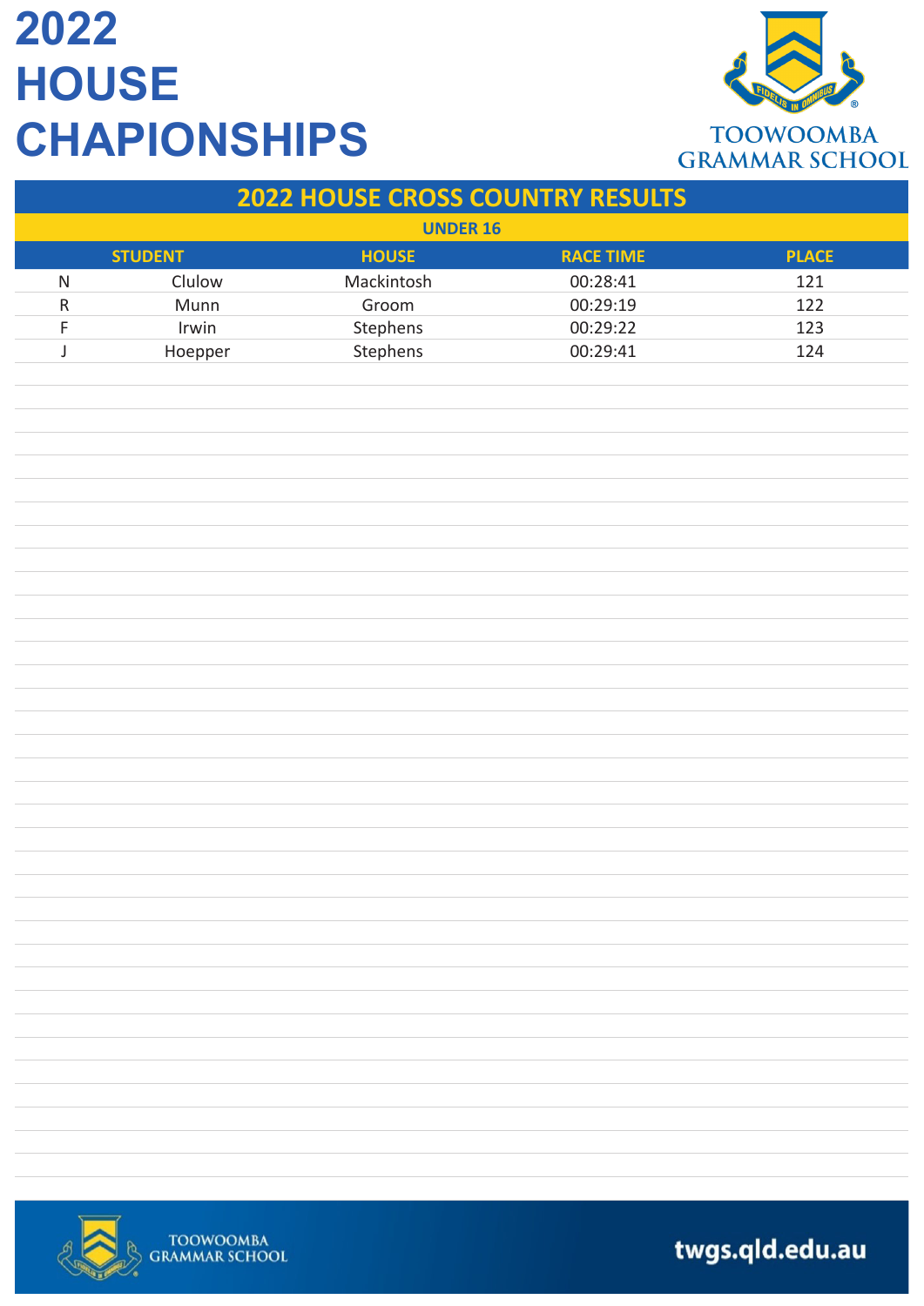# 2022 HOUSE CHAPIONSHIPS

TOOWOOMBA GRAMMAR SCHOOL

## 2022 HOUSE CROSS COUNTRY RESULTS

### UNDER 16

| STUDENT | | HOUSE | RACE TIME | PLACE |
|---|---|---|---|---|
| N | Clulow | Mackintosh | 00:28:41 | 121 |
| R | Munn | Groom | 00:29:19 | 122 |
| F | Irwin | Stephens | 00:29:22 | 123 |
| J | Hoepper | Stephens | 00:29:41 | 124 |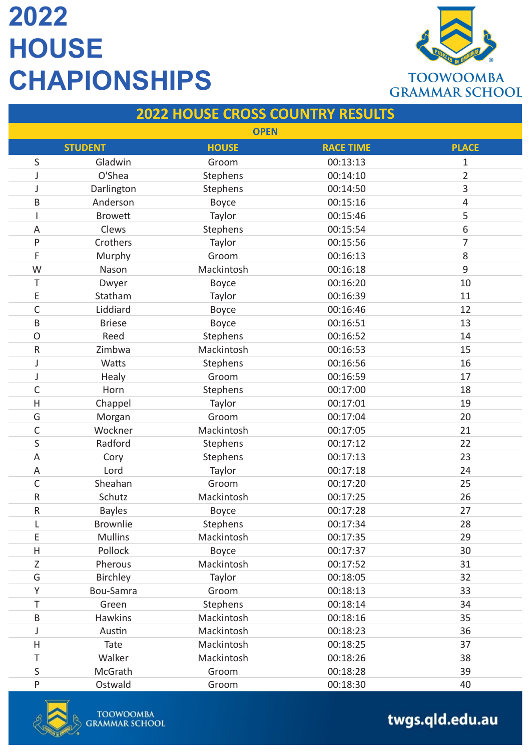# 2022 HOUSE CHAPIONSHIPS

TOOWOOMBA GRAMMAR SCHOOL

## 2022 HOUSE CROSS COUNTRY RESULTS

### OPEN

| STUDENT | | HOUSE | RACE TIME | PLACE |
|---|---|---|---|---|
| S | Gladwin | Groom | 00:13:13 | 1 |
| J | O'Shea | Stephens | 00:14:10 | 2 |
| J | Darlington | Stephens | 00:14:50 | 3 |
| B | Anderson | Boyce | 00:15:16 | 4 |
| I | Browett | Taylor | 00:15:46 | 5 |
| A | Clews | Stephens | 00:15:54 | 6 |
| P | Crothers | Taylor | 00:15:56 | 7 |
| F | Murphy | Groom | 00:16:13 | 8 |
| W | Nason | Mackintosh | 00:16:18 | 9 |
| T | Dwyer | Boyce | 00:16:20 | 10 |
| E | Statham | Taylor | 00:16:39 | 11 |
| C | Liddiard | Boyce | 00:16:46 | 12 |
| B | Briese | Boyce | 00:16:51 | 13 |
| O | Reed | Stephens | 00:16:52 | 14 |
| R | Zimbwa | Mackintosh | 00:16:53 | 15 |
| J | Watts | Stephens | 00:16:56 | 16 |
| J | Healy | Groom | 00:16:59 | 17 |
| C | Horn | Stephens | 00:17:00 | 18 |
| H | Chappel | Taylor | 00:17:01 | 19 |
| G | Morgan | Groom | 00:17:04 | 20 |
| C | Wockner | Mackintosh | 00:17:05 | 21 |
| S | Radford | Stephens | 00:17:12 | 22 |
| A | Cory | Stephens | 00:17:13 | 23 |
| A | Lord | Taylor | 00:17:18 | 24 |
| C | Sheahan | Groom | 00:17:20 | 25 |
| R | Schutz | Mackintosh | 00:17:25 | 26 |
| R | Bayles | Boyce | 00:17:28 | 27 |
| L | Brownlie | Stephens | 00:17:34 | 28 |
| E | Mullins | Mackintosh | 00:17:35 | 29 |
| H | Pollock | Boyce | 00:17:37 | 30 |
| Z | Pherous | Mackintosh | 00:17:52 | 31 |
| G | Birchley | Taylor | 00:18:05 | 32 |
| Y | Bou-Samra | Groom | 00:18:13 | 33 |
| T | Green | Stephens | 00:18:14 | 34 |
| B | Hawkins | Mackintosh | 00:18:16 | 35 |
| J | Austin | Mackintosh | 00:18:23 | 36 |
| H | Tate | Mackintosh | 00:18:25 | 37 |
| T | Walker | Mackintosh | 00:18:26 | 38 |
| S | McGrath | Groom | 00:18:28 | 39 |
| P | Ostwald | Groom | 00:18:30 | 40 |

TOOWOOMBA GRAMMAR SCHOOL

twgs.qld.edu.au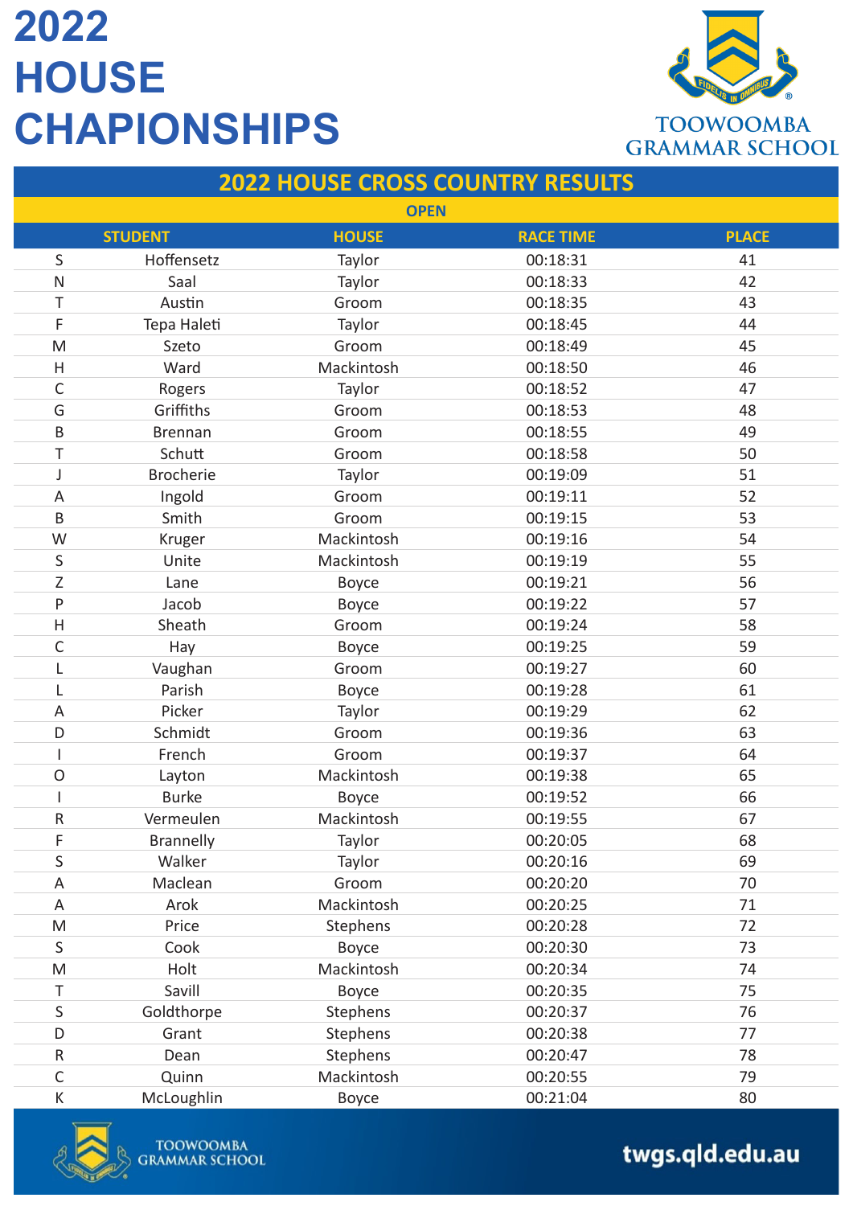# 2022 HOUSE CHAPIONSHIPS

TOOWOOMBA GRAMMAR SCHOOL

## 2022 HOUSE CROSS COUNTRY RESULTS

### OPEN

| STUDENT | | HOUSE | RACE TIME | PLACE |
|---|---|---|---|---|
| S | Hoffensetz | Taylor | 00:18:31 | 41 |
| N | Saal | Taylor | 00:18:33 | 42 |
| T | Austin | Groom | 00:18:35 | 43 |
| F | Tepa Haleti | Taylor | 00:18:45 | 44 |
| M | Szeto | Groom | 00:18:49 | 45 |
| H | Ward | Mackintosh | 00:18:50 | 46 |
| C | Rogers | Taylor | 00:18:52 | 47 |
| G | Griffiths | Groom | 00:18:53 | 48 |
| B | Brennan | Groom | 00:18:55 | 49 |
| T | Schutt | Groom | 00:18:58 | 50 |
| J | Brocherie | Taylor | 00:19:09 | 51 |
| A | Ingold | Groom | 00:19:11 | 52 |
| B | Smith | Groom | 00:19:15 | 53 |
| W | Kruger | Mackintosh | 00:19:16 | 54 |
| S | Unite | Mackintosh | 00:19:19 | 55 |
| Z | Lane | Boyce | 00:19:21 | 56 |
| P | Jacob | Boyce | 00:19:22 | 57 |
| H | Sheath | Groom | 00:19:24 | 58 |
| C | Hay | Boyce | 00:19:25 | 59 |
| L | Vaughan | Groom | 00:19:27 | 60 |
| L | Parish | Boyce | 00:19:28 | 61 |
| A | Picker | Taylor | 00:19:29 | 62 |
| D | Schmidt | Groom | 00:19:36 | 63 |
| I | French | Groom | 00:19:37 | 64 |
| O | Layton | Mackintosh | 00:19:38 | 65 |
| I | Burke | Boyce | 00:19:52 | 66 |
| R | Vermeulen | Mackintosh | 00:19:55 | 67 |
| F | Brannelly | Taylor | 00:20:05 | 68 |
| S | Walker | Taylor | 00:20:16 | 69 |
| A | Maclean | Groom | 00:20:20 | 70 |
| A | Arok | Mackintosh | 00:20:25 | 71 |
| M | Price | Stephens | 00:20:28 | 72 |
| S | Cook | Boyce | 00:20:30 | 73 |
| M | Holt | Mackintosh | 00:20:34 | 74 |
| T | Savill | Boyce | 00:20:35 | 75 |
| S | Goldthorpe | Stephens | 00:20:37 | 76 |
| D | Grant | Stephens | 00:20:38 | 77 |
| R | Dean | Stephens | 00:20:47 | 78 |
| C | Quinn | Mackintosh | 00:20:55 | 79 |
| K | McLoughlin | Boyce | 00:21:04 | 80 |

TOOWOOMBA GRAMMAR SCHOOL

twgs.qld.edu.au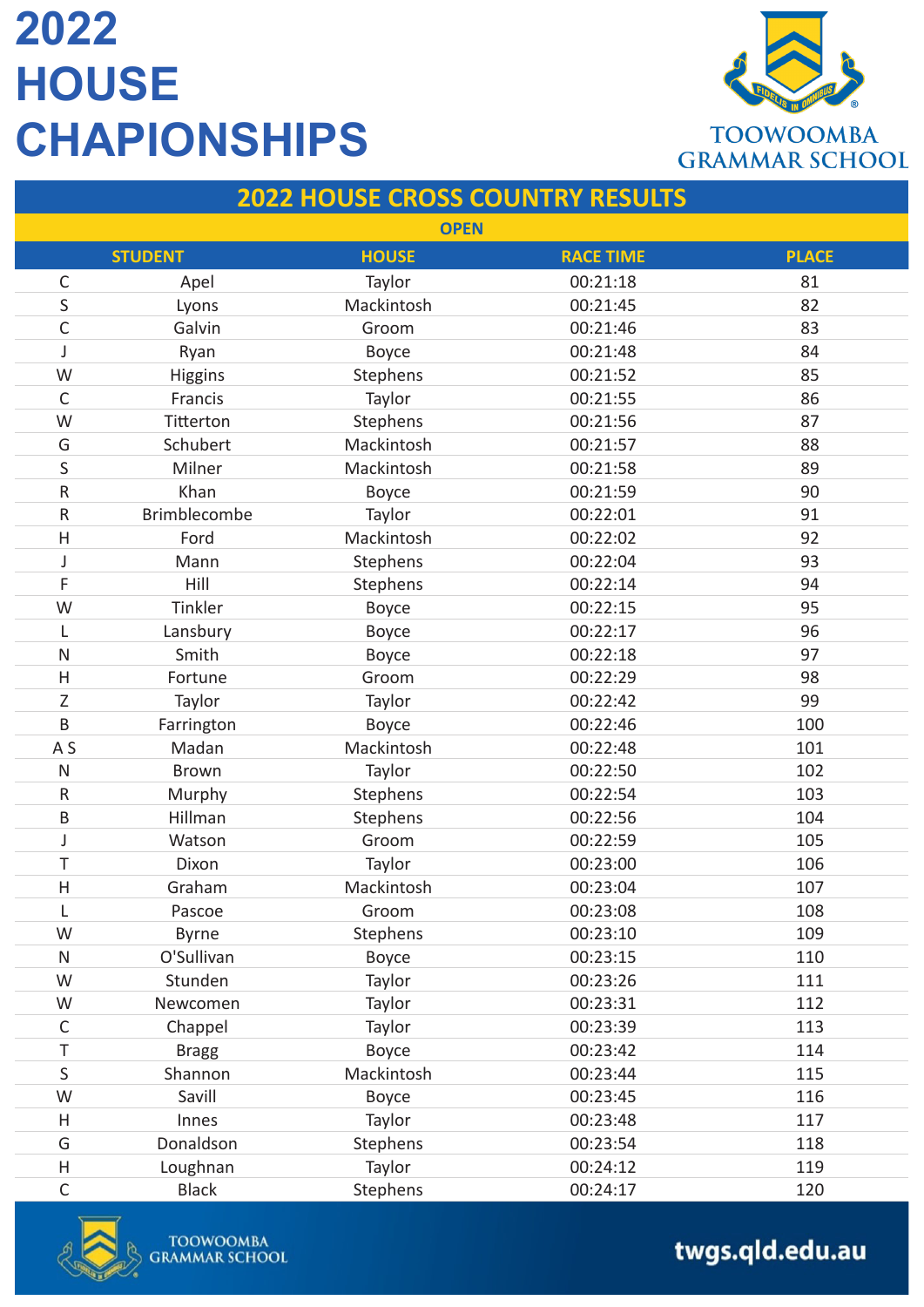# 2022 HOUSE CHAPIONSHIPS

TOOWOOMBA GRAMMAR SCHOOL

## 2022 HOUSE CROSS COUNTRY RESULTS

### OPEN

| STUDENT | | HOUSE | RACE TIME | PLACE |
|---|---|---|---|---|
| C | Apel | Taylor | 00:21:18 | 81 |
| S | Lyons | Mackintosh | 00:21:45 | 82 |
| C | Galvin | Groom | 00:21:46 | 83 |
| J | Ryan | Boyce | 00:21:48 | 84 |
| W | Higgins | Stephens | 00:21:52 | 85 |
| C | Francis | Taylor | 00:21:55 | 86 |
| W | Titterton | Stephens | 00:21:56 | 87 |
| G | Schubert | Mackintosh | 00:21:57 | 88 |
| S | Milner | Mackintosh | 00:21:58 | 89 |
| R | Khan | Boyce | 00:21:59 | 90 |
| R | Brimblecombe | Taylor | 00:22:01 | 91 |
| H | Ford | Mackintosh | 00:22:02 | 92 |
| J | Mann | Stephens | 00:22:04 | 93 |
| F | Hill | Stephens | 00:22:14 | 94 |
| W | Tinkler | Boyce | 00:22:15 | 95 |
| L | Lansbury | Boyce | 00:22:17 | 96 |
| N | Smith | Boyce | 00:22:18 | 97 |
| H | Fortune | Groom | 00:22:29 | 98 |
| Z | Taylor | Taylor | 00:22:42 | 99 |
| B | Farrington | Boyce | 00:22:46 | 100 |
| A S | Madan | Mackintosh | 00:22:48 | 101 |
| N | Brown | Taylor | 00:22:50 | 102 |
| R | Murphy | Stephens | 00:22:54 | 103 |
| B | Hillman | Stephens | 00:22:56 | 104 |
| J | Watson | Groom | 00:22:59 | 105 |
| T | Dixon | Taylor | 00:23:00 | 106 |
| H | Graham | Mackintosh | 00:23:04 | 107 |
| L | Pascoe | Groom | 00:23:08 | 108 |
| W | Byrne | Stephens | 00:23:10 | 109 |
| N | O'Sullivan | Boyce | 00:23:15 | 110 |
| W | Stunden | Taylor | 00:23:26 | 111 |
| W | Newcomen | Taylor | 00:23:31 | 112 |
| C | Chappel | Taylor | 00:23:39 | 113 |
| T | Bragg | Boyce | 00:23:42 | 114 |
| S | Shannon | Mackintosh | 00:23:44 | 115 |
| W | Savill | Boyce | 00:23:45 | 116 |
| H | Innes | Taylor | 00:23:48 | 117 |
| G | Donaldson | Stephens | 00:23:54 | 118 |
| H | Loughnan | Taylor | 00:24:12 | 119 |
| C | Black | Stephens | 00:24:17 | 120 |

TOOWOOMBA GRAMMAR SCHOOL

twgs.qld.edu.au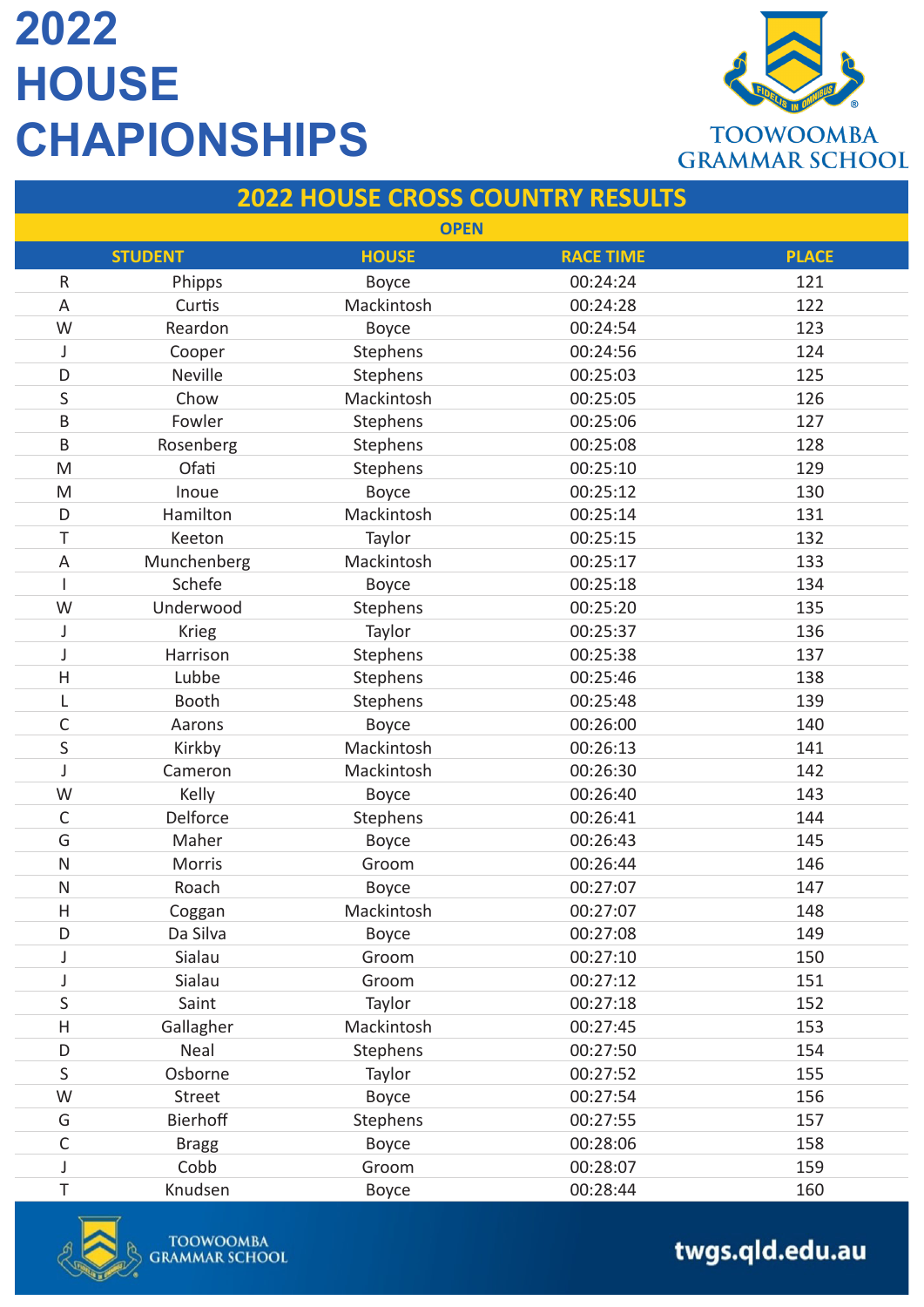# 2022 HOUSE CHAPIONSHIPS

TOOWOOMBA GRAMMAR SCHOOL

## 2022 HOUSE CROSS COUNTRY RESULTS

### OPEN

| STUDENT | | HOUSE | RACE TIME | PLACE |
|---|---|---|---|---|
| R | Phipps | Boyce | 00:24:24 | 121 |
| A | Curtis | Mackintosh | 00:24:28 | 122 |
| W | Reardon | Boyce | 00:24:54 | 123 |
| J | Cooper | Stephens | 00:24:56 | 124 |
| D | Neville | Stephens | 00:25:03 | 125 |
| S | Chow | Mackintosh | 00:25:05 | 126 |
| B | Fowler | Stephens | 00:25:06 | 127 |
| B | Rosenberg | Stephens | 00:25:08 | 128 |
| M | Ofati | Stephens | 00:25:10 | 129 |
| M | Inoue | Boyce | 00:25:12 | 130 |
| D | Hamilton | Mackintosh | 00:25:14 | 131 |
| T | Keeton | Taylor | 00:25:15 | 132 |
| A | Munchenberg | Mackintosh | 00:25:17 | 133 |
| I | Schefe | Boyce | 00:25:18 | 134 |
| W | Underwood | Stephens | 00:25:20 | 135 |
| J | Krieg | Taylor | 00:25:37 | 136 |
| J | Harrison | Stephens | 00:25:38 | 137 |
| H | Lubbe | Stephens | 00:25:46 | 138 |
| L | Booth | Stephens | 00:25:48 | 139 |
| C | Aarons | Boyce | 00:26:00 | 140 |
| S | Kirkby | Mackintosh | 00:26:13 | 141 |
| J | Cameron | Mackintosh | 00:26:30 | 142 |
| W | Kelly | Boyce | 00:26:40 | 143 |
| C | Delforce | Stephens | 00:26:41 | 144 |
| G | Maher | Boyce | 00:26:43 | 145 |
| N | Morris | Groom | 00:26:44 | 146 |
| N | Roach | Boyce | 00:27:07 | 147 |
| H | Coggan | Mackintosh | 00:27:07 | 148 |
| D | Da Silva | Boyce | 00:27:08 | 149 |
| J | Sialau | Groom | 00:27:10 | 150 |
| J | Sialau | Groom | 00:27:12 | 151 |
| S | Saint | Taylor | 00:27:18 | 152 |
| H | Gallagher | Mackintosh | 00:27:45 | 153 |
| D | Neal | Stephens | 00:27:50 | 154 |
| S | Osborne | Taylor | 00:27:52 | 155 |
| W | Street | Boyce | 00:27:54 | 156 |
| G | Bierhoff | Stephens | 00:27:55 | 157 |
| C | Bragg | Boyce | 00:28:06 | 158 |
| J | Cobb | Groom | 00:28:07 | 159 |
| T | Knudsen | Boyce | 00:28:44 | 160 |

TOOWOOMBA GRAMMAR SCHOOL

twgs.qld.edu.au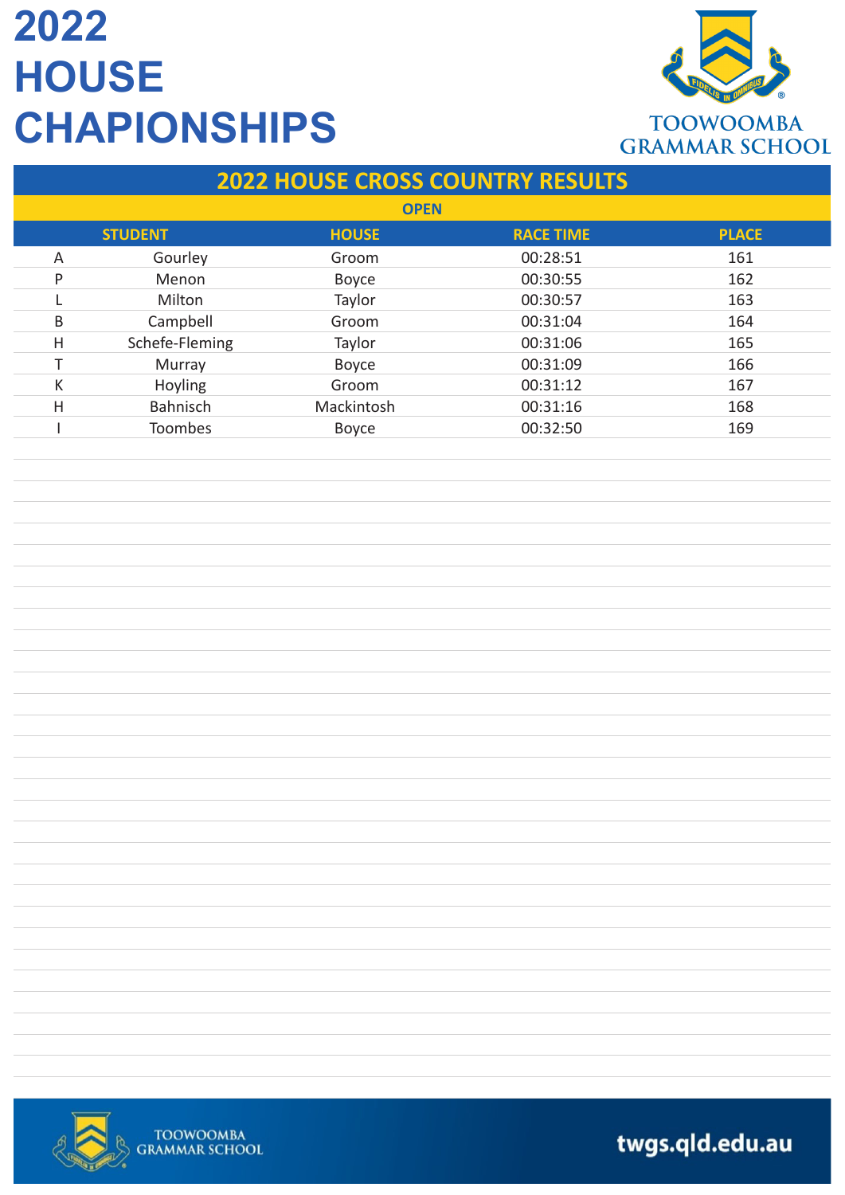# 2022 HOUSE CHAPIONSHIPS

TOOWOOMBA GRAMMAR SCHOOL

## 2022 HOUSE CROSS COUNTRY RESULTS

### OPEN

| STUDENT | | HOUSE | RACE TIME | PLACE |
|---|---|---|---|---|
| A | Gourley | Groom | 00:28:51 | 161 |
| P | Menon | Boyce | 00:30:55 | 162 |
| L | Milton | Taylor | 00:30:57 | 163 |
| B | Campbell | Groom | 00:31:04 | 164 |
| H | Schefe-Fleming | Taylor | 00:31:06 | 165 |
| T | Murray | Boyce | 00:31:09 | 166 |
| K | Hoyling | Groom | 00:31:12 | 167 |
| H | Bahnisch | Mackintosh | 00:31:16 | 168 |
| I | Toombes | Boyce | 00:32:50 | 169 |

TOOWOOMBA GRAMMAR SCHOOL

twgs.qld.edu.au